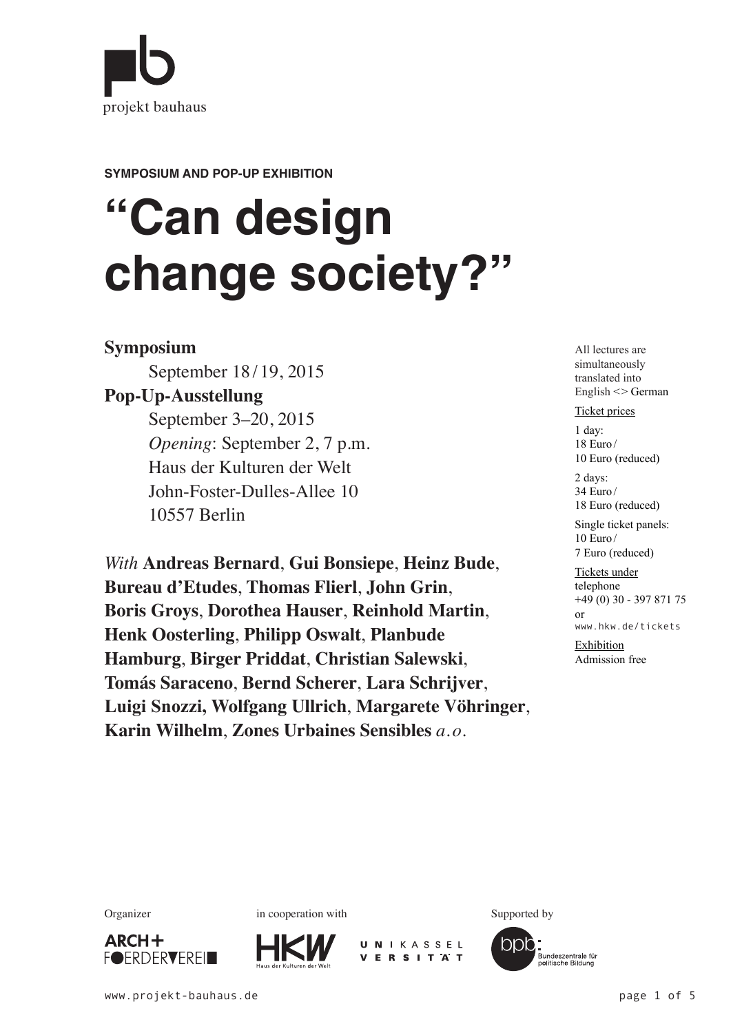projekt bauhaus

**SYMPOSIUM AND POP-UP EXHIBITION**

# "Can design change society?"

**Symposium**
September 18 / 19, 2015

**Pop-Up-Ausstellung**
September 3–20, 2015
*Opening*: September 2, 7 p.m.
Haus der Kulturen der Welt
John-Foster-Dulles-Allee 10
10557 Berlin

*With* **Andreas Bernard**, **Gui Bonsiepe**, **Heinz Bude**, **Bureau d'Etudes**, **Thomas Flierl**, **John Grin**, **Boris Groys**, **Dorothea Hauser**, **Reinhold Martin**, **Henk Oosterling**, **Philipp Oswalt**, **Planbude Hamburg**, **Birger Priddat**, **Christian Salewski**, **Tomás Saraceno**, **Bernd Scherer**, **Lara Schrijver**, **Luigi Snozzi, Wolfgang Ullrich**, **Margarete Vöhringer**, **Karin Wilhelm**, **Zones Urbaines Sensibles** *a.o.*

All lectures are simultaneously translated into English <> German

Ticket prices

1 day:
18 Euro /
10 Euro (reduced)

2 days:
34 Euro /
18 Euro (reduced)

Single ticket panels:
10 Euro /
7 Euro (reduced)

Tickets under
telephone
+49 (0) 30 - 397 871 75
or
www.hkw.de/tickets

Exhibition
Admission free

Organizer: ARCH+ FOERDERVEREIN

in cooperation with: HKW Haus der Kulturen der Welt, UNIKASSEL VERSITÄT

Supported by: bpb: Bundeszentrale für politische Bildung

www.projekt-bauhaus.de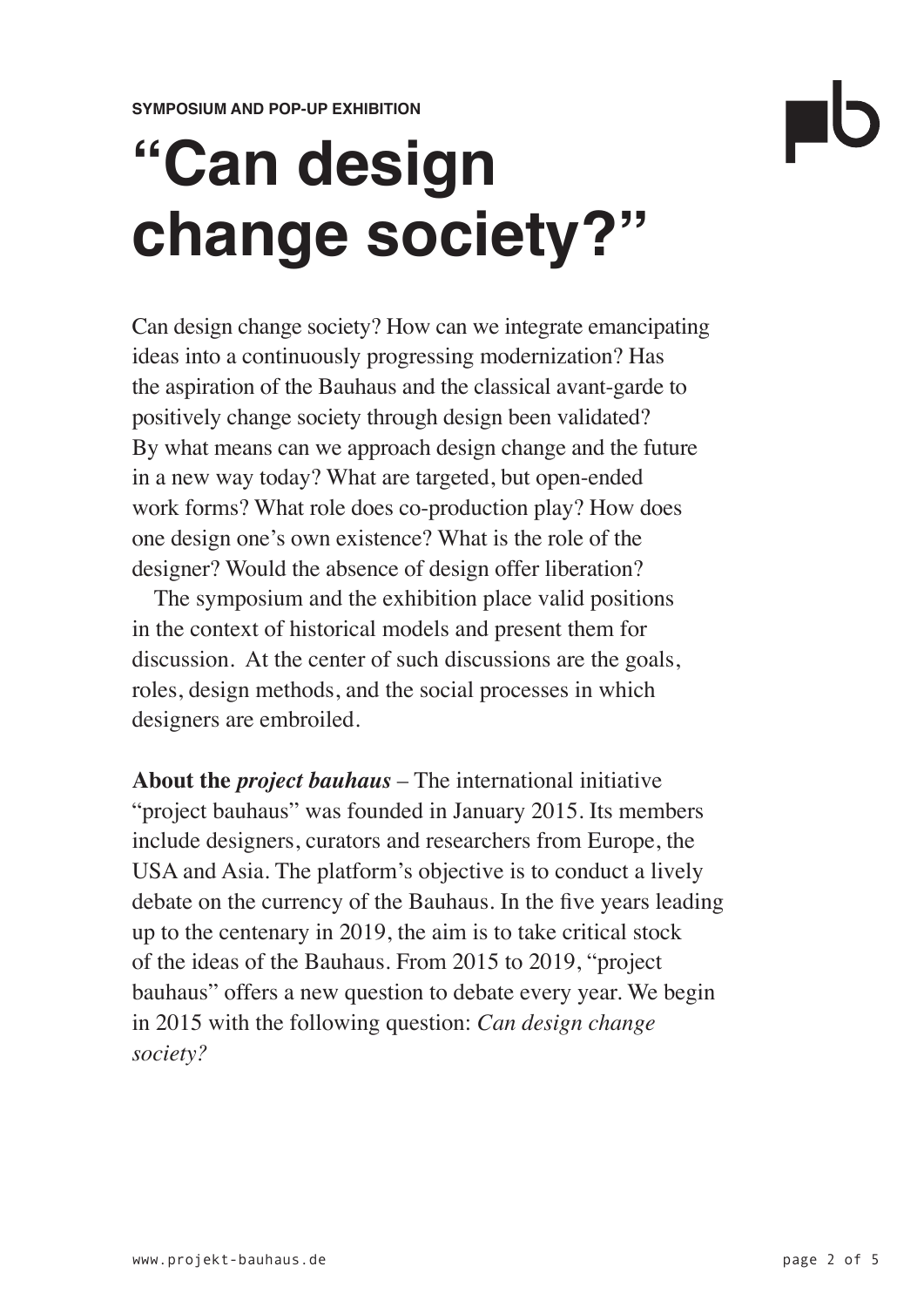**SYMPOSIUM AND POP-UP EXHIBITION**

# “Can design change society?”

Can design change society? How can we integrate emancipating ideas into a continuously progressing modernization? Has the aspiration of the Bauhaus and the classical avant-garde to positively change society through design been validated? By what means can we approach design change and the future in a new way today? What are targeted, but open-ended work forms? What role does co-production play? How does one design one’s own existence? What is the role of the designer? Would the absence of design offer liberation?

The symposium and the exhibition place valid positions in the context of historical models and present them for discussion. At the center of such discussions are the goals, roles, design methods, and the social processes in which designers are embroiled.

**About the *project bauhaus*** – The international initiative “project bauhaus” was founded in January 2015. Its members include designers, curators and researchers from Europe, the USA and Asia. The platform’s objective is to conduct a lively debate on the currency of the Bauhaus. In the five years leading up to the centenary in 2019, the aim is to take critical stock of the ideas of the Bauhaus. From 2015 to 2019, “project bauhaus” offers a new question to debate every year. We begin in 2015 with the following question: *Can design change society?*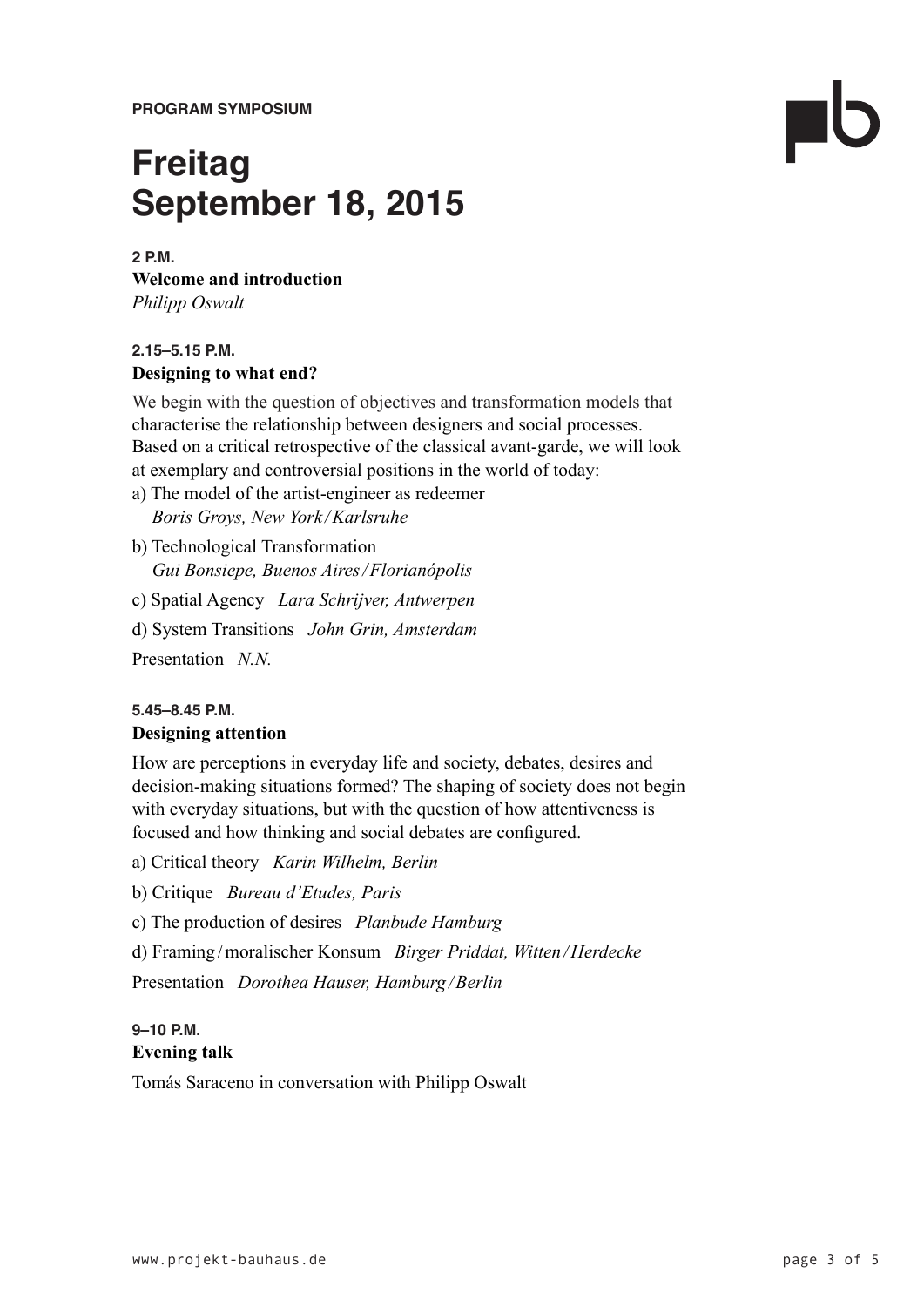**PROGRAM SYMPOSIUM**

# Freitag September 18, 2015

**2 P.M.**
**Welcome and introduction**
*Philipp Oswalt*

**2.15–5.15 P.M.**
**Designing to what end?**

We begin with the question of objectives and transformation models that characterise the relationship between designers and social processes. Based on a critical retrospective of the classical avant-garde, we will look at exemplary and controversial positions in the world of today:

a) The model of the artist-engineer as redeemer
*Boris Groys, New York / Karlsruhe*

b) Technological Transformation
*Gui Bonsiepe, Buenos Aires / Florianópolis*

c) Spatial Agency *Lara Schrijver, Antwerpen*

d) System Transitions *John Grin, Amsterdam*

Presentation *N.N.*

**5.45–8.45 P.M.**
**Designing attention**

How are perceptions in everyday life and society, debates, desires and decision-making situations formed? The shaping of society does not begin with everyday situations, but with the question of how attentiveness is focused and how thinking and social debates are configured.

a) Critical theory *Karin Wilhelm, Berlin*

b) Critique *Bureau d'Etudes, Paris*

c) The production of desires *Planbude Hamburg*

d) Framing / moralischer Konsum *Birger Priddat, Witten / Herdecke*

Presentation *Dorothea Hauser, Hamburg / Berlin*

**9–10 P.M.**
**Evening talk**

Tomás Saraceno in conversation with Philipp Oswalt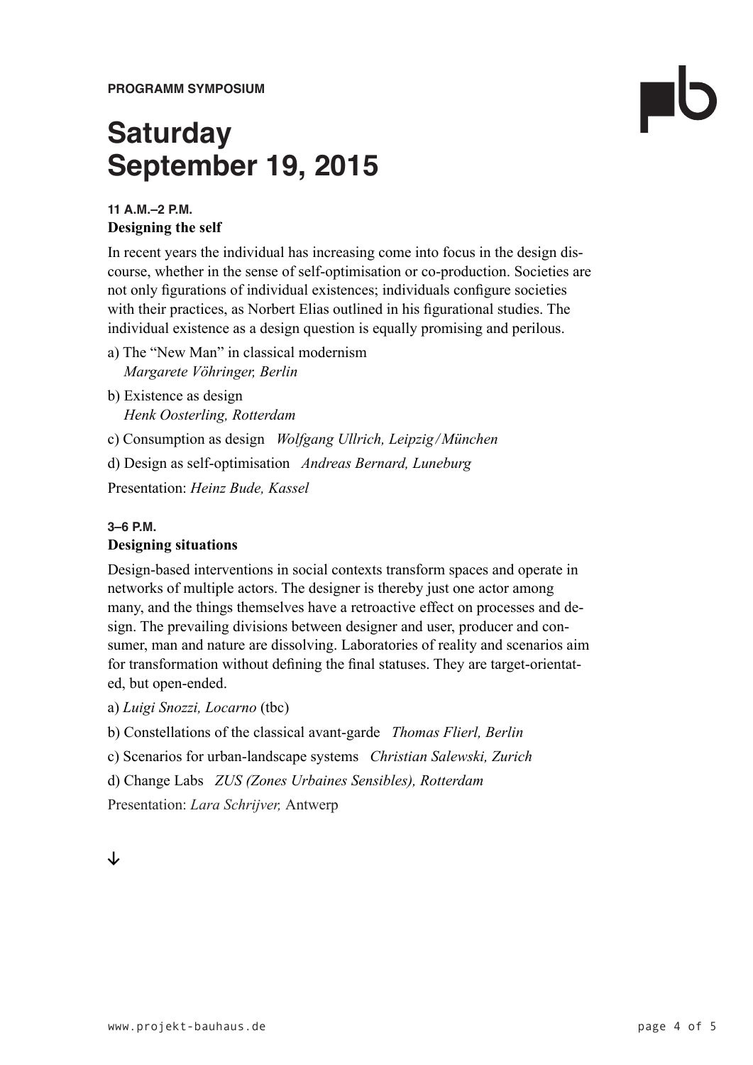**PROGRAMM SYMPOSIUM**

# Saturday September 19, 2015

**11 A.M.–2 P.M.**

### Designing the self

In recent years the individual has increasing come into focus in the design discourse, whether in the sense of self-optimisation or co-production. Societies are not only figurations of individual existences; individuals configure societies with their practices, as Norbert Elias outlined in his figurational studies. The individual existence as a design question is equally promising and perilous.

a) The “New Man” in classical modernism
*Margarete Vöhringer, Berlin*

b) Existence as design
*Henk Oosterling, Rotterdam*

c) Consumption as design *Wolfgang Ullrich, Leipzig / München*

d) Design as self-optimisation *Andreas Bernard, Luneburg*

Presentation: *Heinz Bude, Kassel*

**3–6 P.M.**

### Designing situations

Design-based interventions in social contexts transform spaces and operate in networks of multiple actors. The designer is thereby just one actor among many, and the things themselves have a retroactive effect on processes and design. The prevailing divisions between designer and user, producer and consumer, man and nature are dissolving. Laboratories of reality and scenarios aim for transformation without defining the final statuses. They are target-orientated, but open-ended.

a) *Luigi Snozzi, Locarno* (tbc)

b) Constellations of the classical avant-garde *Thomas Flierl, Berlin*

c) Scenarios for urban-landscape systems *Christian Salewski, Zurich*

d) Change Labs *ZUS (Zones Urbaines Sensibles), Rotterdam*

Presentation: *Lara Schrijver,* Antwerp

↓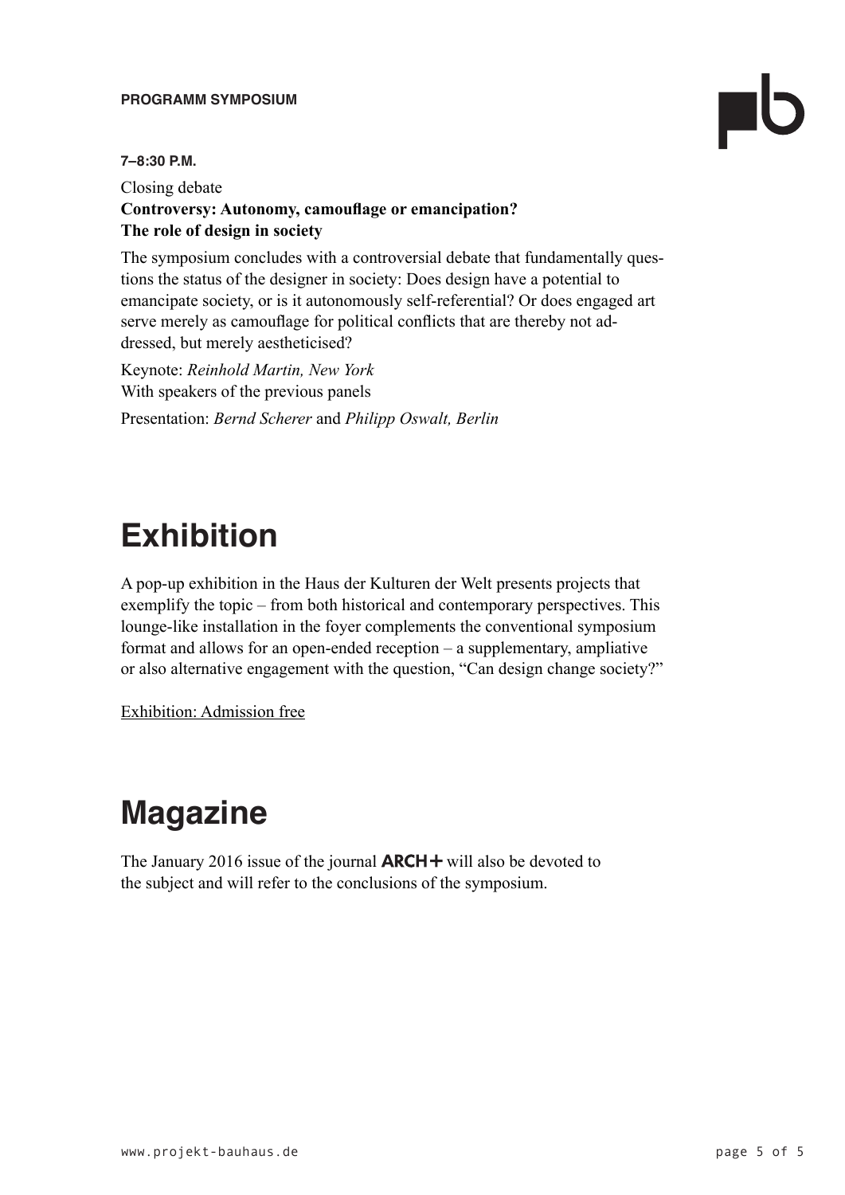**PROGRAMM SYMPOSIUM**

**7–8:30 P.M.**

Closing debate
**Controversy: Autonomy, camouflage or emancipation?**
**The role of design in society**

The symposium concludes with a controversial debate that fundamentally questions the status of the designer in society: Does design have a potential to emancipate society, or is it autonomously self-referential? Or does engaged art serve merely as camouflage for political conflicts that are thereby not addressed, but merely aestheticised?

Keynote: *Reinhold Martin, New York*
With speakers of the previous panels

Presentation: *Bernd Scherer* and *Philipp Oswalt, Berlin*

# Exhibition

A pop-up exhibition in the Haus der Kulturen der Welt presents projects that exemplify the topic – from both historical and contemporary perspectives. This lounge-like installation in the foyer complements the conventional symposium format and allows for an open-ended reception – a supplementary, ampliative or also alternative engagement with the question, "Can design change society?"

Exhibition: Admission free

# Magazine

The January 2016 issue of the journal **ARCH+** will also be devoted to the subject and will refer to the conclusions of the symposium.

www.projekt-bauhaus.de